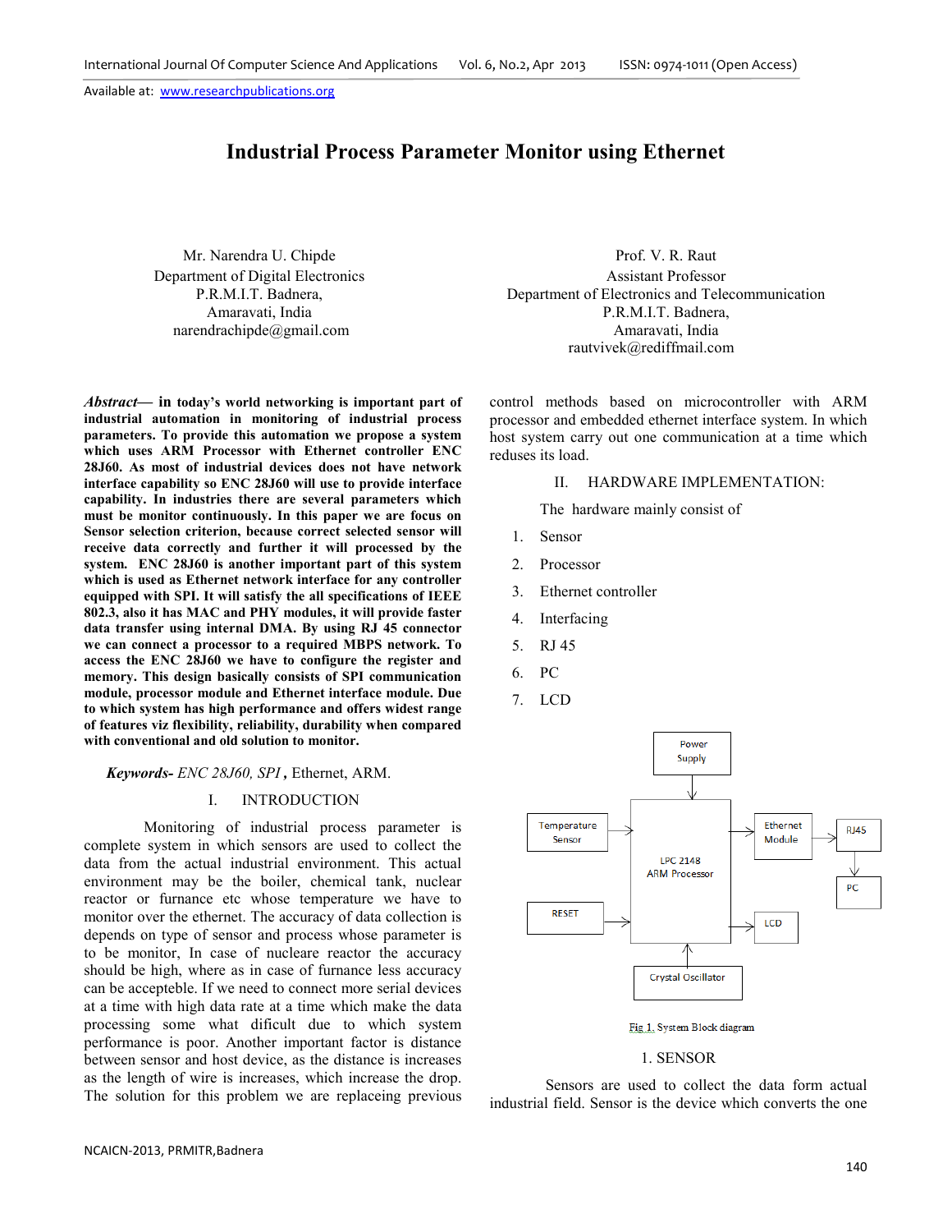# Industrial Process Parameter Monitor using Ethernet

Mr. Narendra U. Chipde
Department of Digital Electronics
P.R.M.I.T. Badnera,
Amaravati, India
narendrachipde@gmail.com

Prof. V. R. Raut
Assistant Professor
Department of Electronics and Telecommunication
P.R.M.I.T. Badnera,
Amaravati, India
rautvivek@rediffmail.com

***Abstract*— in today's world networking is important part of industrial automation in monitoring of industrial process parameters. To provide this automation we propose a system which uses ARM Processor with Ethernet controller ENC 28J60. As most of industrial devices does not have network interface capability so ENC 28J60 will use to provide interface capability. In industries there are several parameters which must be monitor continuously. In this paper we are focus on Sensor selection criterion, because correct selected sensor will receive data correctly and further it will processed by the system. ENC 28J60 is another important part of this system which is used as Ethernet network interface for any controller equipped with SPI. It will satisfy the all specifications of IEEE 802.3, also it has MAC and PHY modules, it will provide faster data transfer using internal DMA. By using RJ 45 connector we can connect a processor to a required MBPS network. To access the ENC 28J60 we have to configure the register and memory. This design basically consists of SPI communication module, processor module and Ethernet interface module. Due to which system has high performance and offers widest range of features viz flexibility, reliability, durability when compared with conventional and old solution to monitor.**

***Keywords*- *ENC 28J60, SPI* ,** Ethernet, ARM.

## I. INTRODUCTION

Monitoring of industrial process parameter is complete system in which sensors are used to collect the data from the actual industrial environment. This actual environment may be the boiler, chemical tank, nuclear reactor or furnace etc whose temperature we have to monitor over the ethernet. The accuracy of data collection is depends on type of sensor and process whose parameter is to be monitor, In case of nucleare reactor the accuracy should be high, where as in case of furnance less accuracy can be accepteble. If we need to connect more serial devices at a time with high data rate at a time which make the data processing some what dificult due to which system performance is poor. Another important factor is distance between sensor and host device, as the distance is increases as the length of wire is increases, which increase the drop. The solution for this problem we are replaceing previous control methods based on microcontroller with ARM processor and embedded ethernet interface system. In which host system carry out one communication at a time which reduses its load.

## II. HARDWARE IMPLEMENTATION:

The hardware mainly consist of

1. Sensor
2. Processor
3. Ethernet controller
4. Interfacing
5. RJ 45
6. PC
7. LCD

Power Supply → LPC 2148 ARM Processor; Temperature Sensor → LPC 2148 ARM Processor; RESET → LPC 2148 ARM Processor; Crystal Oscillator → LPC 2148 ARM Processor; LPC 2148 ARM Processor → Ethernet Module → RJ45 → PC; LPC 2148 ARM Processor → LCD

Fig 1. System Block diagram

### 1. SENSOR

Sensors are used to collect the data form actual industrial field. Sensor is the device which converts the one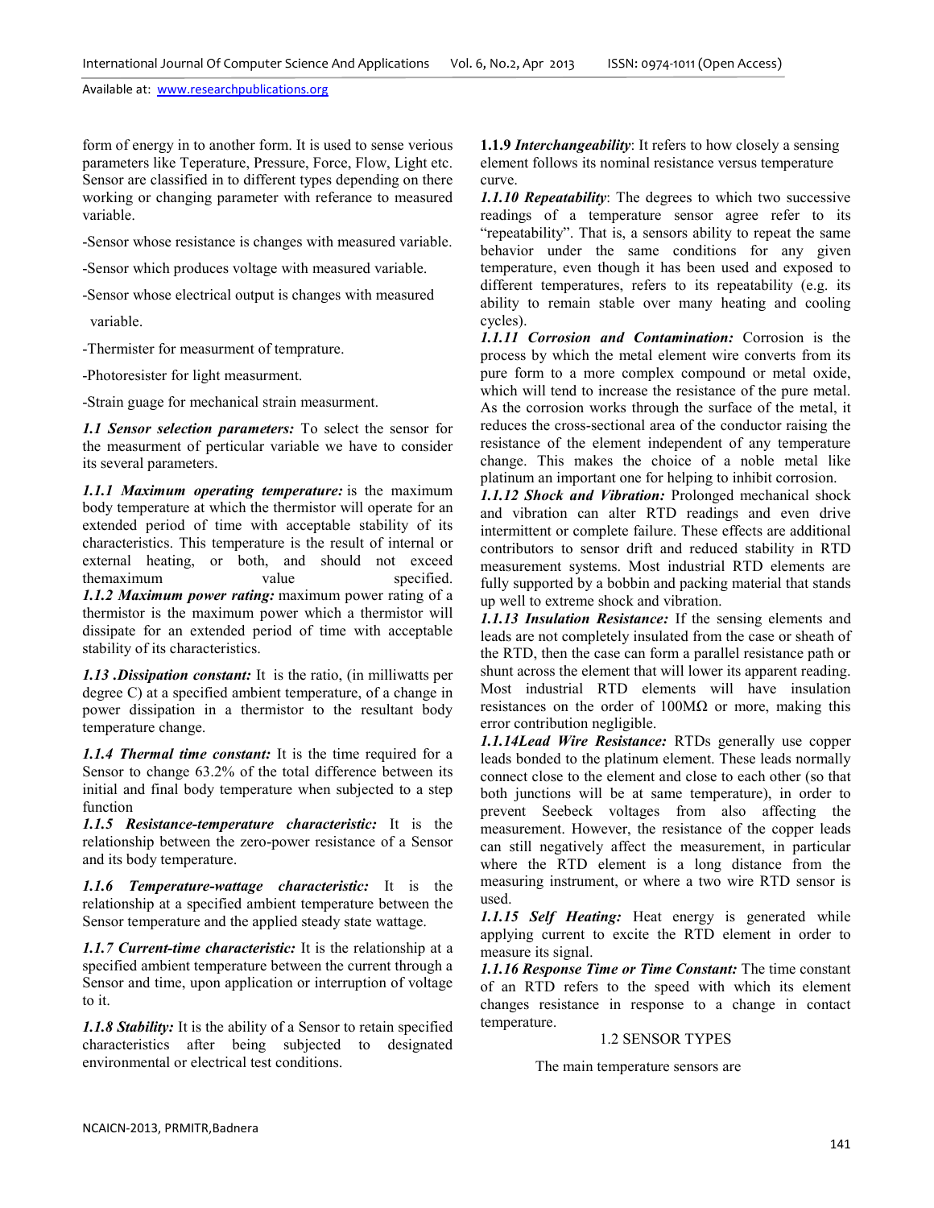form of energy in to another form. It is used to sense verious parameters like Teperature, Pressure, Force, Flow, Light etc. Sensor are classified in to different types depending on there working or changing parameter with referance to measured variable.

-Sensor whose resistance is changes with measured variable.

-Sensor which produces voltage with measured variable.

-Sensor whose electrical output is changes with measured variable.

-Thermister for measurment of temprature.

-Photoresister for light measurment.

-Strain guage for mechanical strain measurment.

***1.1 Sensor selection parameters:*** To select the sensor for the measurment of perticular variable we have to consider its several parameters.

***1.1.1 Maximum operating temperature:*** is the maximum body temperature at which the thermistor will operate for an extended period of time with acceptable stability of its characteristics. This temperature is the result of internal or external heating, or both, and should not exceed themaximum value specified.

***1.1.2 Maximum power rating:*** maximum power rating of a thermistor is the maximum power which a thermistor will dissipate for an extended period of time with acceptable stability of its characteristics.

***1.13 .Dissipation constant:*** It is the ratio, (in milliwatts per degree C) at a specified ambient temperature, of a change in power dissipation in a thermistor to the resultant body temperature change.

***1.1.4 Thermal time constant:*** It is the time required for a Sensor to change 63.2% of the total difference between its initial and final body temperature when subjected to a step function

***1.1.5 Resistance-temperature characteristic:*** It is the relationship between the zero-power resistance of a Sensor and its body temperature.

***1.1.6 Temperature-wattage characteristic:*** It is the relationship at a specified ambient temperature between the Sensor temperature and the applied steady state wattage.

***1.1.7 Current-time characteristic:*** It is the relationship at a specified ambient temperature between the current through a Sensor and time, upon application or interruption of voltage to it.

***1.1.8 Stability:*** It is the ability of a Sensor to retain specified characteristics after being subjected to designated environmental or electrical test conditions.

**1.1.9 *Interchangeability***: It refers to how closely a sensing element follows its nominal resistance versus temperature curve.

***1.1.10 Repeatability***: The degrees to which two successive readings of a temperature sensor agree refer to its "repeatability". That is, a sensors ability to repeat the same behavior under the same conditions for any given temperature, even though it has been used and exposed to different temperatures, refers to its repeatability (e.g. its ability to remain stable over many heating and cooling cycles).

***1.1.11 Corrosion and Contamination:*** Corrosion is the process by which the metal element wire converts from its pure form to a more complex compound or metal oxide, which will tend to increase the resistance of the pure metal. As the corrosion works through the surface of the metal, it reduces the cross-sectional area of the conductor raising the resistance of the element independent of any temperature change. This makes the choice of a noble metal like platinum an important one for helping to inhibit corrosion.

***1.1.12 Shock and Vibration:*** Prolonged mechanical shock and vibration can alter RTD readings and even drive intermittent or complete failure. These effects are additional contributors to sensor drift and reduced stability in RTD measurement systems. Most industrial RTD elements are fully supported by a bobbin and packing material that stands up well to extreme shock and vibration.

***1.1.13 Insulation Resistance:*** If the sensing elements and leads are not completely insulated from the case or sheath of the RTD, then the case can form a parallel resistance path or shunt across the element that will lower its apparent reading. Most industrial RTD elements will have insulation resistances on the order of 100MΩ or more, making this error contribution negligible.

***1.1.14Lead Wire Resistance:*** RTDs generally use copper leads bonded to the platinum element. These leads normally connect close to the element and close to each other (so that both junctions will be at same temperature), in order to prevent Seebeck voltages from also affecting the measurement. However, the resistance of the copper leads can still negatively affect the measurement, in particular where the RTD element is a long distance from the measuring instrument, or where a two wire RTD sensor is used.

***1.1.15 Self Heating:*** Heat energy is generated while applying current to excite the RTD element in order to measure its signal.

***1.1.16 Response Time or Time Constant:*** The time constant of an RTD refers to the speed with which its element changes resistance in response to a change in contact temperature.

## 1.2 SENSOR TYPES

The main temperature sensors are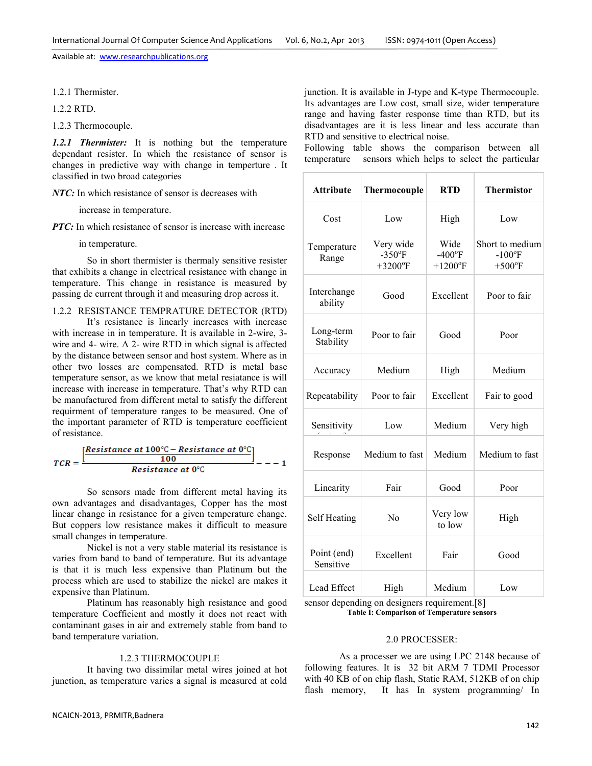1.2.1 Thermister.

1.2.2 RTD.

1.2.3 Thermocouple.

***1.2.1 Thermister:*** It is nothing but the temperature dependant resister. In which the resistance of sensor is changes in predictive way with change in temperture . It classified in two broad categories

***NTC:*** In which resistance of sensor is decreases with increase in temperature.

***PTC:*** In which resistance of sensor is increase with increase in temperature.

So in short thermister is thermaly sensitive resister that exhibits a change in electrical resistance with change in temperature. This change in resistance is measured by passing dc current through it and measuring drop across it.

1.2.2 RESISTANCE TEMPRATURE DETECTOR (RTD)

It's resistance is linearly increases with increase with increase in in temperature. It is available in 2-wire, 3-wire and 4- wire. A 2- wire RTD in which signal is affected by the distance between sensor and host system. Where as in other two losses are compensated. RTD is metal base temperature sensor, as we know that metal resiatance is will increase with increase in temperature. That's why RTD can be manufactured from different metal to satisfy the different requirment of temperature ranges to be measured. One of the important parameter of RTD is temperature coefficient of resistance.

$$TCR = \frac{\left[\frac{Resistance\ at\ 100^{\circ}C - Resistance\ at\ 0^{\circ}C}{100}\right]}{Resistance\ at\ 0^{\circ}C} - - - 1$$

So sensors made from different metal having its own advantages and disadvantages, Copper has the most linear change in resistance for a given temperature change. But coppers low resistance makes it difficult to measure small changes in temperature.

Nickel is not a very stable material its resistance is varies from band to band of temperature. But its advantage is that it is much less expensive than Platinum but the process which are used to stabilize the nickel are makes it expensive than Platinum.

Platinum has reasonably high resistance and good temperature Coefficient and mostly it does not react with contaminant gases in air and extremely stable from band to band temperature variation.

1.2.3 THERMOCOUPLE

It having two dissimilar metal wires joined at hot junction, as temperature varies a signal is measured at cold junction. It is available in J-type and K-type Thermocouple. Its advantages are Low cost, small size, wider temperature range and having faster response time than RTD, but its disadvantages are it is less linear and less accurate than RTD and sensitive to electrical noise.

Following table shows the comparison between all temperature sensors which helps to select the particular sensor depending on designers requirement.[8]

| Attribute | Thermocouple | RTD | Thermistor |
|---|---|---|---|
| Cost | Low | High | Low |
| Temperature Range | Very wide -350°F +3200°F | Wide -400°F +1200°F | Short to medium -100°F +500°F |
| Interchange ability | Good | Excellent | Poor to fair |
| Long-term Stability | Poor to fair | Good | Poor |
| Accuracy | Medium | High | Medium |
| Repeatability | Poor to fair | Excellent | Fair to good |
| Sensitivity | Low | Medium | Very high |
| Response | Medium to fast | Medium | Medium to fast |
| Linearity | Fair | Good | Poor |
| Self Heating | No | Very low to low | High |
| Point (end) Sensitive | Excellent | Fair | Good |
| Lead Effect | High | Medium | Low |

**Table I: Comparison of Temperature sensors**

2.0 PROCESSER:

As a processer we are using LPC 2148 because of following features. It is 32 bit ARM 7 TDMI Processor with 40 KB of on chip flash, Static RAM, 512KB of on chip flash memory, It has In system programming/ In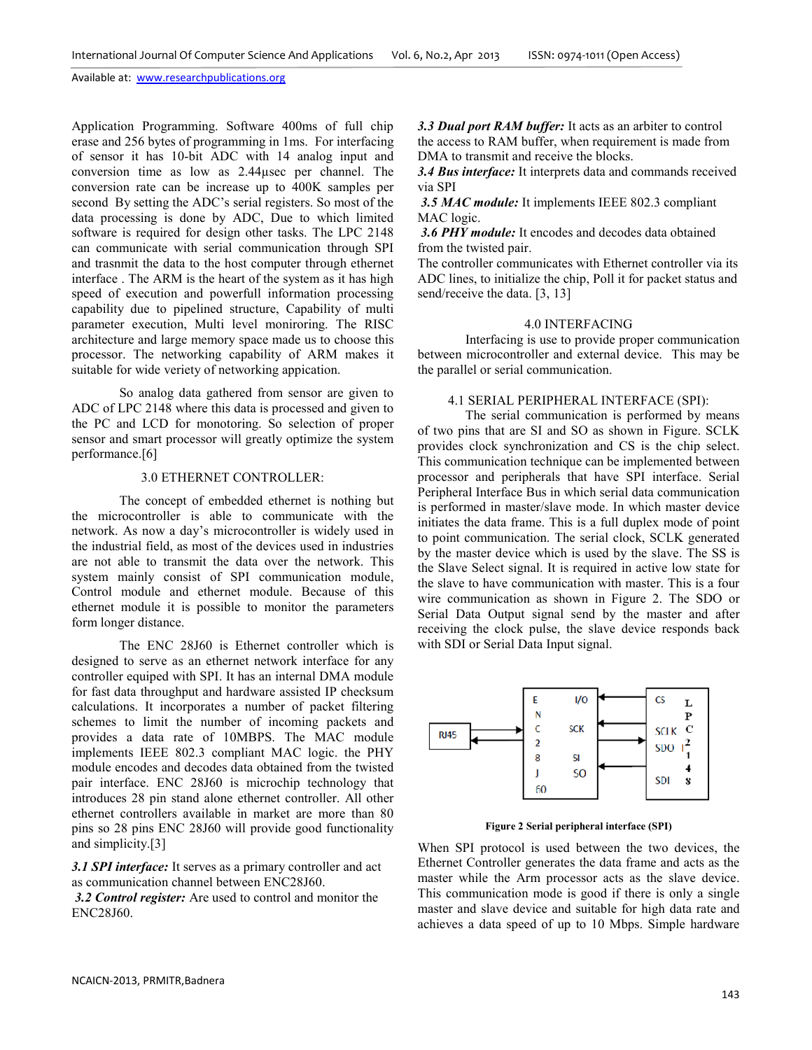Application Programming. Software 400ms of full chip erase and 256 bytes of programming in 1ms. For interfacing of sensor it has 10-bit ADC with 14 analog input and conversion time as low as 2.44μsec per channel. The conversion rate can be increase up to 400K samples per second By setting the ADC's serial registers. So most of the data processing is done by ADC, Due to which limited software is required for design other tasks. The LPC 2148 can communicate with serial communication through SPI and trasnmit the data to the host computer through ethernet interface . The ARM is the heart of the system as it has high speed of execution and powerfull information processing capability due to pipelined structure, Capability of multi parameter execution, Multi level monirоring. The RISC architecture and large memory space made us to choose this processor. The networking capability of ARM makes it suitable for wide veriety of networking appication.

So analog data gathered from sensor are given to ADC of LPC 2148 where this data is processed and given to the PC and LCD for monotoring. So selection of proper sensor and smart processor will greatly optimize the system performance.[6]

## 3.0 ETHERNET CONTROLLER:

The concept of embedded ethernet is nothing but the microcontroller is able to communicate with the network. As now a day's microcontroller is widely used in the industrial field, as most of the devices used in industries are not able to transmit the data over the network. This system mainly consist of SPI communication module, Control module and ethernet module. Because of this ethernet module it is possible to monitor the parameters form longer distance.

The ENC 28J60 is Ethernet controller which is designed to serve as an ethernet network interface for any controller equiped with SPI. It has an internal DMA module for fast data throughput and hardware assisted IP checksum calculations. It incorporates a number of packet filtering schemes to limit the number of incoming packets and provides a data rate of 10MBPS. The MAC module implements IEEE 802.3 compliant MAC logic. the PHY module encodes and decodes data obtained from the twisted pair interface. ENC 28J60 is microchip technology that introduces 28 pin stand alone ethernet controller. All other ethernet controllers available in market are more than 80 pins so 28 pins ENC 28J60 will provide good functionality and simplicity.[3]

***3.1 SPI interface:*** It serves as a primary controller and act as communication channel between ENC28J60.

***3.2 Control register:*** Are used to control and monitor the ENC28J60.

***3.3 Dual port RAM buffer:*** It acts as an arbiter to control the access to RAM buffer, when requirement is made from DMA to transmit and receive the blocks.

***3.4 Bus interface:*** It interprets data and commands received via SPI

***3.5 MAC module:*** It implements IEEE 802.3 compliant MAC logic.

***3.6 PHY module:*** It encodes and decodes data obtained from the twisted pair.

The controller communicates with Ethernet controller via its ADC lines, to initialize the chip, Poll it for packet status and send/receive the data. [3, 13]

## 4.0 INTERFACING

Interfacing is use to provide proper communication between microcontroller and external device. This may be the parallel or serial communication.

### 4.1 SERIAL PERIPHERAL INTERFACE (SPI):

The serial communication is performed by means of two pins that are SI and SO as shown in Figure. SCLK provides clock synchronization and CS is the chip select. This communication technique can be implemented between processor and peripherals that have SPI interface. Serial Peripheral Interface Bus in which serial data communication is performed in master/slave mode. In which master device initiates the data frame. This is a full duplex mode of point to point communication. The serial clock, SCLK generated by the master device which is used by the slave. The SS is the Slave Select signal. It is required in active low state for the slave to have communication with master. This is a four wire communication as shown in Figure 2. The SDO or Serial Data Output signal send by the master and after receiving the clock pulse, the slave device responds back with SDI or Serial Data Input signal.

**Figure 2 Serial peripheral interface (SPI)**

When SPI protocol is used between the two devices, the Ethernet Controller generates the data frame and acts as the master while the Arm processor acts as the slave device. This communication mode is good if there is only a single master and slave device and suitable for high data rate and achieves a data speed of up to 10 Mbps. Simple hardware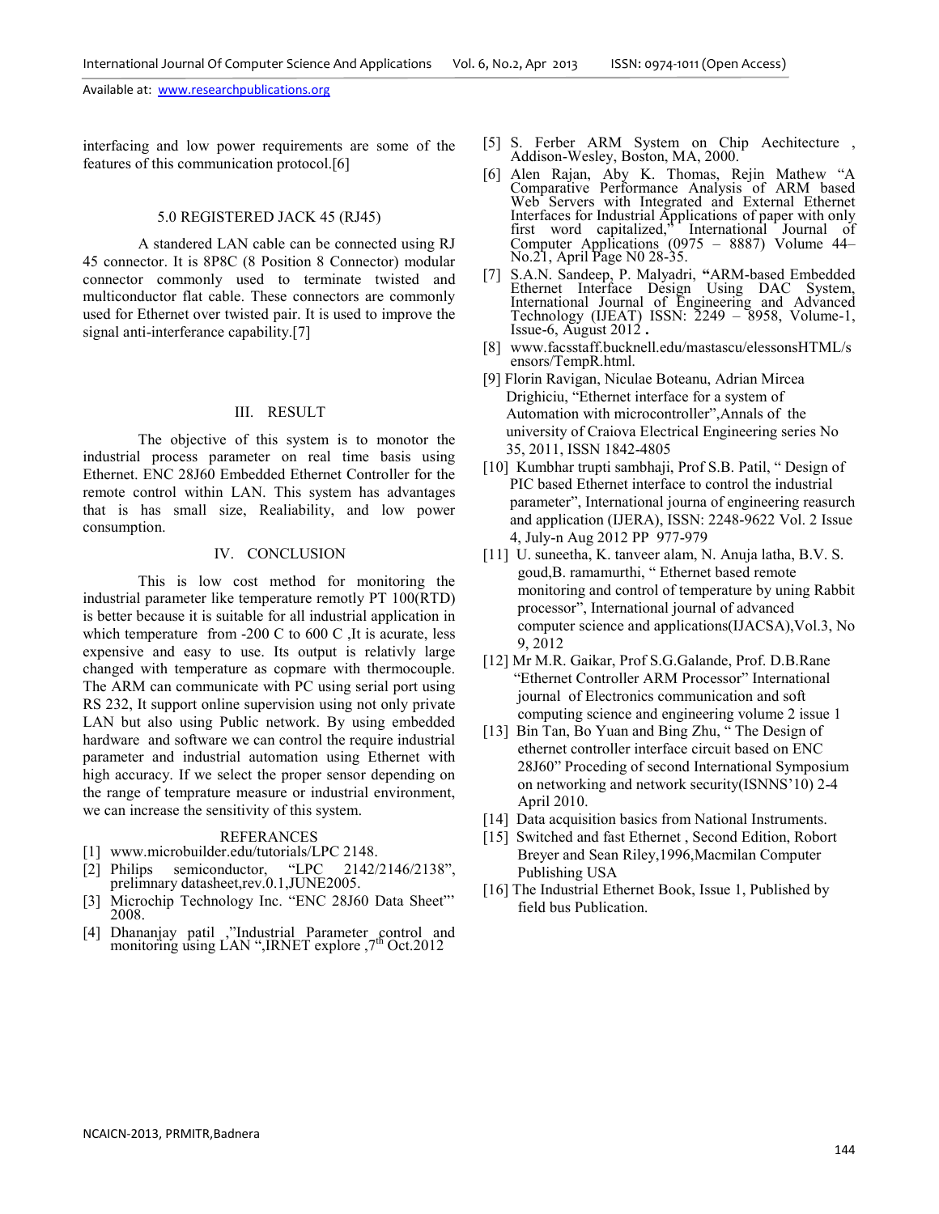interfacing and low power requirements are some of the features of this communication protocol.[6]

### 5.0 REGISTERED JACK 45 (RJ45)

A standered LAN cable can be connected using RJ 45 connector. It is 8P8C (8 Position 8 Connector) modular connector commonly used to terminate twisted and multiconductor flat cable. These connectors are commonly used for Ethernet over twisted pair. It is used to improve the signal anti-interferance capability.[7]

## III. RESULT

The objective of this system is to monotor the industrial process parameter on real time basis using Ethernet. ENC 28J60 Embedded Ethernet Controller for the remote control within LAN. This system has advantages that is has small size, Realiability, and low power consumption.

## IV. CONCLUSION

This is low cost method for monitoring the industrial parameter like temperature remotly PT 100(RTD) is better because it is suitable for all industrial application in which temperature from -200 C to 600 C ,It is acurate, less expensive and easy to use. Its output is relativly large changed with temperature as copmare with thermocouple. The ARM can communicate with PC using serial port using RS 232, It support online supervision using not only private LAN but also using Public network. By using embedded hardware and software we can control the require industrial parameter and industrial automation using Ethernet with high accuracy. If we select the proper sensor depending on the range of temprature measure or industrial environment, we can increase the sensitivity of this system.

## REFERANCES

[1] www.microbuilder.edu/tutorials/LPC 2148.

[2] Philips semiconductor, "LPC 2142/2146/2138", prelimnary datasheet,rev.0.1,JUNE2005.

[3] Microchip Technology Inc. "ENC 28J60 Data Sheet" 2008.

[4] Dhananjay patil ,"Industrial Parameter control and monitoring using LAN ",IRNET explore ,7th Oct.2012

[5] S. Ferber ARM System on Chip Aechitecture , Addison-Wesley, Boston, MA, 2000.

[6] Alen Rajan, Aby K. Thomas, Rejin Mathew "A Comparative Performance Analysis of ARM based Web Servers with Integrated and External Ethernet Interfaces for Industrial Applications of paper with only first word capitalized," International Journal of Computer Applications (0975 – 8887) Volume 44– No.21, April Page N0 28-35.

[7] S.A.N. Sandeep, P. Malyadri, **"**ARM-based Embedded Ethernet Interface Design Using DAC System, International Journal of Engineering and Advanced Technology (IJEAT) ISSN: 2249 – 8958, Volume-1, Issue-6, August 2012 **.**

[8] www.facsstaff.bucknell.edu/mastascu/elessonsHTML/sensors/TempR.html.

[9] Florin Ravigan, Niculae Boteanu, Adrian Mircea Drighiciu, "Ethernet interface for a system of Automation with microcontroller",Annals of the university of Craiova Electrical Engineering series No 35, 2011, ISSN 1842-4805

[10] Kumbhar trupti sambhaji, Prof S.B. Patil, " Design of PIC based Ethernet interface to control the industrial parameter", International journa of engineering reasurch and application (IJERA), ISSN: 2248-9622 Vol. 2 Issue 4, July-n Aug 2012 PP 977-979

[11] U. suneetha, K. tanveer alam, N. Anuja latha, B.V. S. goud,B. ramamurthi, " Ethernet based remote monitoring and control of temperature by using Rabbit processor", International journal of advanced computer science and applications(IJACSA),Vol.3, No 9, 2012

[12] Mr M.R. Gaikar, Prof S.G.Galande, Prof. D.B.Rane "Ethernet Controller ARM Processor" International journal of Electronics communication and soft computing science and engineering volume 2 issue 1

[13] Bin Tan, Bo Yuan and Bing Zhu, " The Design of ethernet controller interface circuit based on ENC 28J60" Proceding of second International Symposium on networking and network security(ISNNS'10) 2-4 April 2010.

[14] Data acquisition basics from National Instruments.

[15] Switched and fast Ethernet , Second Edition, Robort Breyer and Sean Riley,1996,Macmilan Computer Publishing USA

[16] The Industrial Ethernet Book, Issue 1, Published by field bus Publication.